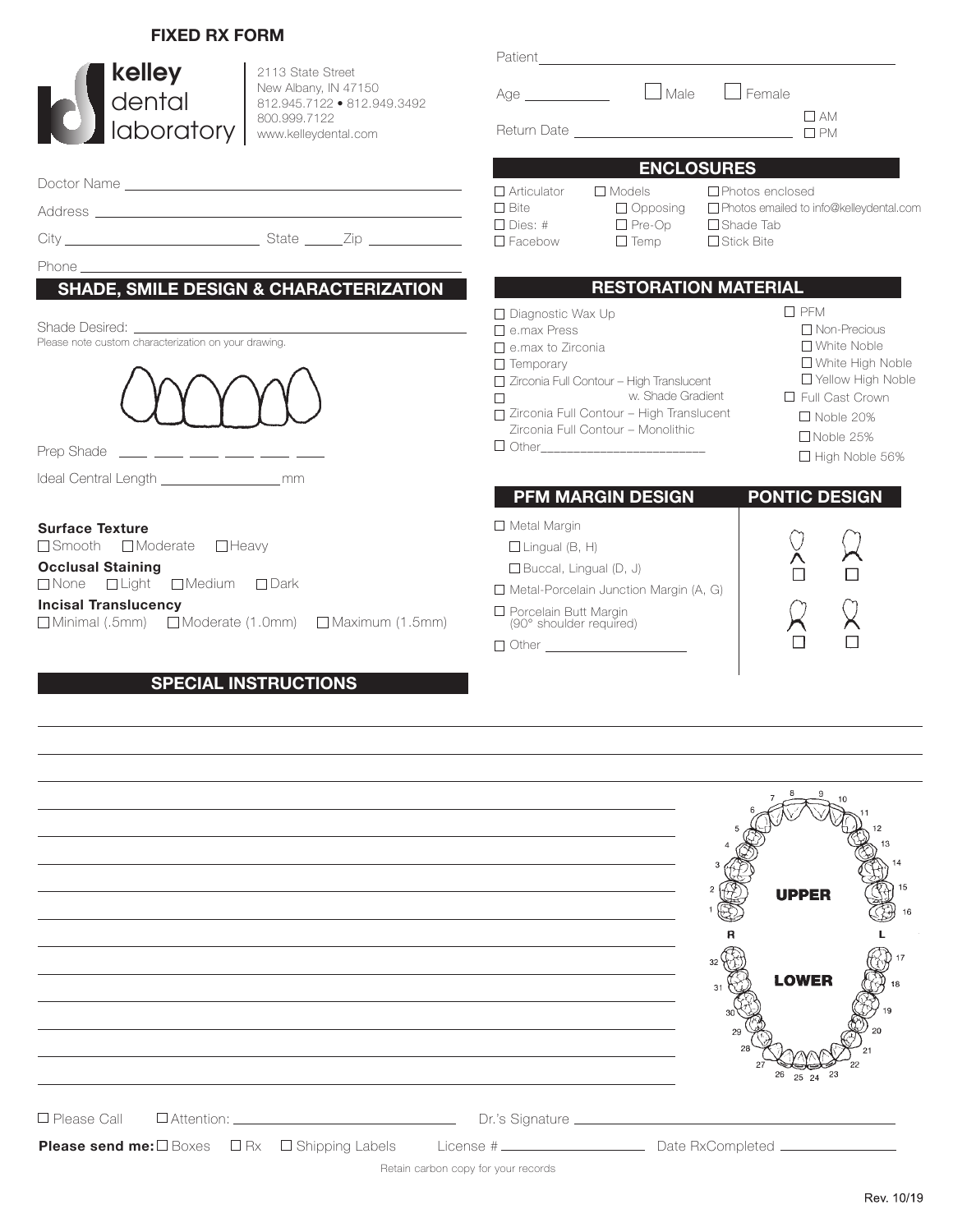# FIXED RX FORM

**kelley dental laboratory**

2113 State Street
New Albany, IN 47150
812.945.7122 • 812.949.3492
800.999.7122
www.kelleydental.com

Patient ______________________________

Age __________ ☐ Male ☐ Female

Return Date ______________________________ ☐ AM ☐ PM

Doctor Name ______________________________

Address ______________________________

City ____________________ State _____ Zip __________

Phone ______________________________

## ENCLOSURES

☐ Articulator ☐ Models ☐ Photos enclosed
☐ Bite ☐ Opposing ☐ Photos emailed to info@kelleydental.com
☐ Dies: # ☐ Pre-Op ☐ Shade Tab
☐ Facebow ☐ Temp ☐ Stick Bite

## SHADE, SMILE DESIGN & CHARACTERIZATION

Shade Desired: ______________________________

Please note custom characterization on your drawing.

Prep Shade ___ ___ ___ ___ ___ ___

Ideal Central Length ______________ mm

**Surface Texture**
☐ Smooth ☐ Moderate ☐ Heavy

**Occlusal Staining**
☐ None ☐ Light ☐ Medium ☐ Dark

**Incisal Translucency**
☐ Minimal (.5mm) ☐ Moderate (1.0mm) ☐ Maximum (1.5mm)

## RESTORATION MATERIAL

☐ Diagnostic Wax Up
☐ e.max Press
☐ e.max to Zirconia
☐ Temporary
☐ Zirconia Full Contour – High Translucent
☐ w. Shade Gradient
☐ Zirconia Full Contour – High Translucent
Zirconia Full Contour – Monolithic
☐ Other ______________________

☐ PFM
- ☐ Non-Precious
- ☐ White Noble
- ☐ White High Noble
- ☐ Yellow High Noble

☐ Full Cast Crown
- ☐ Noble 20%
- ☐ Noble 25%
- ☐ High Noble 56%

## PFM MARGIN DESIGN

☐ Metal Margin
- ☐ Lingual (B, H)
- ☐ Buccal, Lingual (D, J)

☐ Metal-Porcelain Junction Margin (A, G)
☐ Porcelain Butt Margin (90° shoulder required)
☐ Other ______________

## PONTIC DESIGN

☐ ☐
☐ ☐

## SPECIAL INSTRUCTIONS

______________________________________________________________________

______________________________________________________________________

______________________________________________________________________

UPPER: 1 2 3 4 5 6 7 8 9 10 11 12 13 14 15 16
R L
LOWER: 32 31 30 29 28 27 26 25 24 23 22 21 20 19 18 17

☐ Please Call ☐ Attention: ______________________ Dr.'s Signature ______________________

**Please send me:** ☐ Boxes ☐ Rx ☐ Shipping Labels License # ______________ Date RxCompleted ______________

Retain carbon copy for your records

Rev. 10/19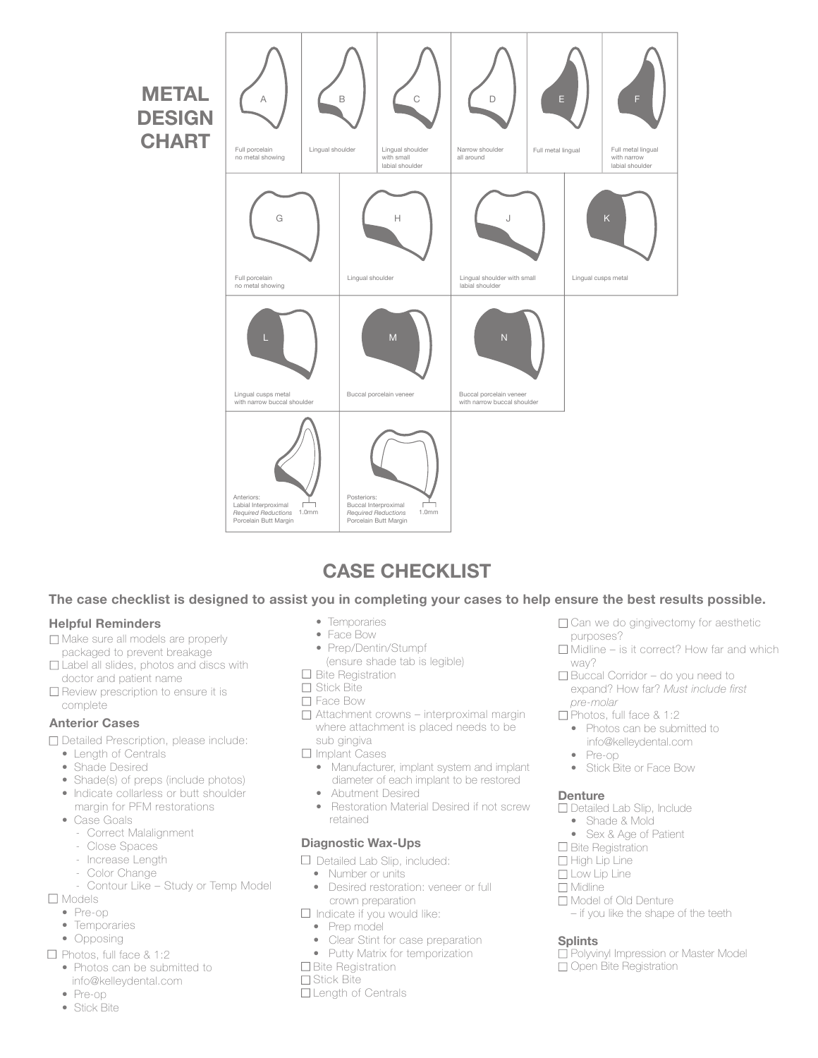# METAL DESIGN CHART

A
Full porcelain no metal showing

B
Lingual shoulder

C
Lingual shoulder with small labial shoulder

D
Narrow shoulder all around

E
Full metal lingual

F
Full metal lingual with narrow labial shoulder

G
Full porcelain no metal showing

H
Lingual shoulder

J
Lingual shoulder with small labial shoulder

K
Lingual cusps metal

L
Lingual cusps metal with narrow buccal shoulder

M
Buccal porcelain veneer

N
Buccal porcelain veneer with narrow buccal shoulder

Anteriors:
Labial Interproximal
*Required Reductions*
Porcelain Butt Margin
1.0mm

Posteriors:
Buccal Interproximal
*Required Reductions*
Porcelain Butt Margin
1.0mm

## CASE CHECKLIST

**The case checklist is designed to assist you in completing your cases to help ensure the best results possible.**

### Helpful Reminders

- ☐ Make sure all models are properly packaged to prevent breakage
- ☐ Label all slides, photos and discs with doctor and patient name
- ☐ Review prescription to ensure it is complete

### Anterior Cases

- ☐ Detailed Prescription, please include:
  - Length of Centrals
  - Shade Desired
  - Shade(s) of preps (include photos)
  - Indicate collarless or butt shoulder margin for PFM restorations
  - Case Goals
    - Correct Malalignment
    - Close Spaces
    - Increase Length
    - Color Change
    - Contour Like – Study or Temp Model
- ☐ Models
  - Pre-op
  - Temporaries
  - Opposing
- ☐ Photos, full face & 1:2
  - Photos can be submitted to info@kelleydental.com
  - Pre-op
  - Stick Bite
  - Temporaries
  - Face Bow
  - Prep/Dentin/Stumpf (ensure shade tab is legible)
- ☐ Bite Registration
- ☐ Stick Bite
- ☐ Face Bow
- ☐ Attachment crowns – interproximal margin where attachment is placed needs to be sub gingiva
- ☐ Implant Cases
  - Manufacturer, implant system and implant diameter of each implant to be restored
  - Abutment Desired
  - Restoration Material Desired if not screw retained

### Diagnostic Wax-Ups

- ☐ Detailed Lab Slip, included:
  - Number or units
  - Desired restoration: veneer or full crown preparation
- ☐ Indicate if you would like:
  - Prep model
  - Clear Stint for case preparation
  - Putty Matrix for temporization
- ☐ Bite Registration
- ☐ Stick Bite
- ☐ Length of Centrals
- ☐ Can we do gingivectomy for aesthetic purposes?
- ☐ Midline – is it correct? How far and which way?
- ☐ Buccal Corridor – do you need to expand? How far? *Must include first pre-molar*
- ☐ Photos, full face & 1:2
  - Photos can be submitted to info@kelleydental.com
  - Pre-op
  - Stick Bite or Face Bow

### Denture

- ☐ Detailed Lab Slip, Include
  - Shade & Mold
  - Sex & Age of Patient
- ☐ Bite Registration
- ☐ High Lip Line
- ☐ Low Lip Line
- ☐ Midline
- ☐ Model of Old Denture
  – if you like the shape of the teeth

### Splints

- ☐ Polyvinyl Impression or Master Model
- ☐ Open Bite Registration